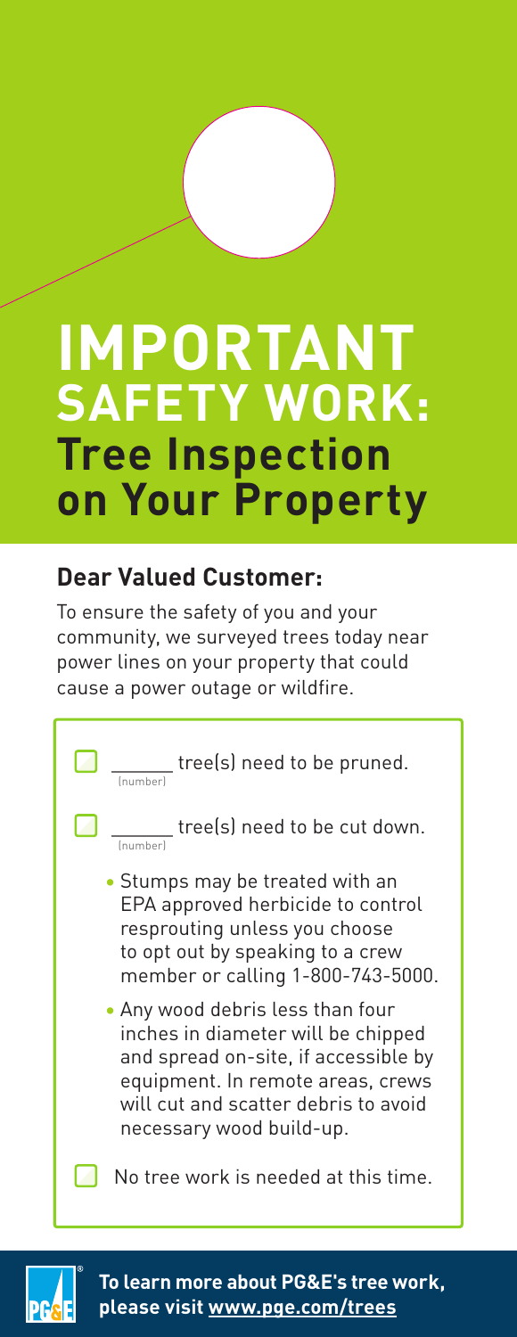# IMPORTANT SAFETY WORK: Tree Inspection on Your Property

## Dear Valued Customer:

To ensure the safety of you and your community, we surveyed trees today near power lines on your property that could cause a power outage or wildfire.

- [ ] ______ tree(s) need to be pruned.
  (number)

- [ ] ______ tree(s) need to be cut down.
  (number)

  - Stumps may be treated with an EPA approved herbicide to control resprouting unless you choose to opt out by speaking to a crew member or calling 1-800-743-5000.
  - Any wood debris less than four inches in diameter will be chipped and spread on-site, if accessible by equipment. In remote areas, crews will cut and scatter debris to avoid necessary wood build-up.

- [ ] No tree work is needed at this time.

**To learn more about PG&E's tree work, please visit www.pge.com/trees**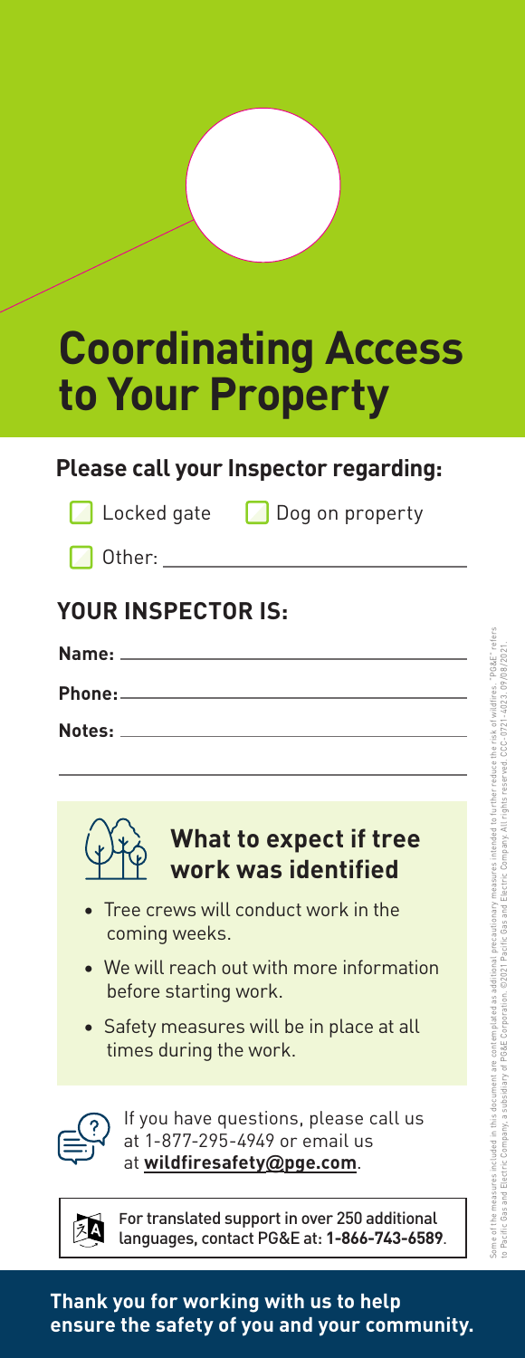# Coordinating Access to Your Property

## Please call your Inspector regarding:

- [ ] Locked gate
- [ ] Dog on property
- [ ] Other: ______________________________

## YOUR INSPECTOR IS:

**Name:** ______________________________

**Phone:** ______________________________

**Notes:** ______________________________

______________________________

### What to expect if tree work was identified

- Tree crews will conduct work in the coming weeks.
- We will reach out with more information before starting work.
- Safety measures will be in place at all times during the work.

If you have questions, please call us at 1-877-295-4949 or email us at **wildfiresafety@pge.com**.

For translated support in over 250 additional languages, contact PG&E at: **1-866-743-6589**.

**Thank you for working with us to help ensure the safety of you and your community.**

Some of the measures included in this document are contemplated as additional precautionary measures intended to further reduce the risk of wildfires. "PG&E" refers to Pacific Gas and Electric Company, a subsidiary of PG&E Corporation. ©2021 Pacific Gas and Electric Company. All rights reserved. CCC-0721-4023. 09/08/2021.